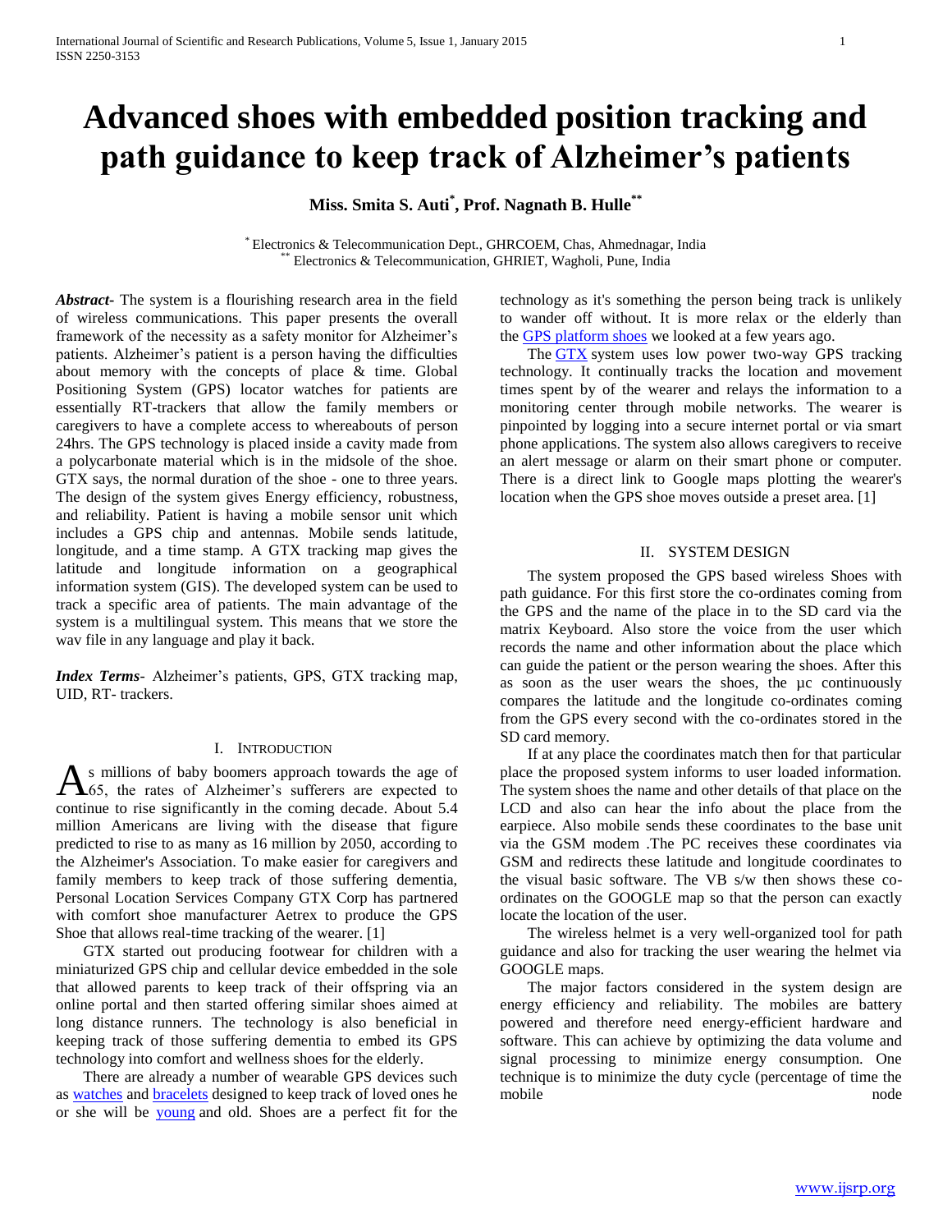# Advanced shoes with embedded position tracking and path guidance to keep track of Alzheimer's patients

**Miss. Smita S. Auti*, Prof. Nagnath B. Hulle****

\* Electronics & Telecommunication Dept., GHRCOEM, Chas, Ahmednagar, India
\*\* Electronics & Telecommunication, GHRIET, Wagholi, Pune, India

***Abstract-*** The system is a flourishing research area in the field of wireless communications. This paper presents the overall framework of the necessity as a safety monitor for Alzheimer's patients. Alzheimer's patient is a person having the difficulties about memory with the concepts of place & time. Global Positioning System (GPS) locator watches for patients are essentially RT-trackers that allow the family members or caregivers to have a complete access to whereabouts of person 24hrs. The GPS technology is placed inside a cavity made from a polycarbonate material which is in the midsole of the shoe. GTX says, the normal duration of the shoe - one to three years. The design of the system gives Energy efficiency, robustness, and reliability. Patient is having a mobile sensor unit which includes a GPS chip and antennas. Mobile sends latitude, longitude, and a time stamp. A GTX tracking map gives the latitude and longitude information on a geographical information system (GIS). The developed system can be used to track a specific area of patients. The main advantage of the system is a multilingual system. This means that we store the wav file in any language and play it back.

***Index Terms-*** Alzheimer's patients, GPS, GTX tracking map, UID, RT- trackers.

## I. Introduction

As millions of baby boomers approach towards the age of 65, the rates of Alzheimer's sufferers are expected to continue to rise significantly in the coming decade. About 5.4 million Americans are living with the disease that figure predicted to rise to as many as 16 million by 2050, according to the Alzheimer's Association. To make easier for caregivers and family members to keep track of those suffering dementia, Personal Location Services Company GTX Corp has partnered with comfort shoe manufacturer Aetrex to produce the GPS Shoe that allows real-time tracking of the wearer. [1]

GTX started out producing footwear for children with a miniaturized GPS chip and cellular device embedded in the sole that allowed parents to keep track of their offspring via an online portal and then started offering similar shoes aimed at long distance runners. The technology is also beneficial in keeping track of those suffering dementia to embed its GPS technology into comfort and wellness shoes for the elderly.

There are already a number of wearable GPS devices such as watches and bracelets designed to keep track of loved ones he or she will be young and old. Shoes are a perfect fit for the technology as it's something the person being track is unlikely to wander off without. It is more relax or the elderly than the GPS platform shoes we looked at a few years ago.

The GTX system uses low power two-way GPS tracking technology. It continually tracks the location and movement times spent by of the wearer and relays the information to a monitoring center through mobile networks. The wearer is pinpointed by logging into a secure internet portal or via smart phone applications. The system also allows caregivers to receive an alert message or alarm on their smart phone or computer. There is a direct link to Google maps plotting the wearer's location when the GPS shoe moves outside a preset area. [1]

## II. System Design

The system proposed the GPS based wireless Shoes with path guidance. For this first store the co-ordinates coming from the GPS and the name of the place in to the SD card via the matrix Keyboard. Also store the voice from the user which records the name and other information about the place which can guide the patient or the person wearing the shoes. After this as soon as the user wears the shoes, the µc continuously compares the latitude and the longitude co-ordinates coming from the GPS every second with the co-ordinates stored in the SD card memory.

If at any place the coordinates match then for that particular place the proposed system informs to user loaded information. The system shoes the name and other details of that place on the LCD and also can hear the info about the place from the earpiece. Also mobile sends these coordinates to the base unit via the GSM modem .The PC receives these coordinates via GSM and redirects these latitude and longitude coordinates to the visual basic software. The VB s/w then shows these co-ordinates on the GOOGLE map so that the person can exactly locate the location of the user.

The wireless helmet is a very well-organized tool for path guidance and also for tracking the user wearing the helmet via GOOGLE maps.

The major factors considered in the system design are energy efficiency and reliability. The mobiles are battery powered and therefore need energy-efficient hardware and software. This can achieve by optimizing the data volume and signal processing to minimize energy consumption. One technique is to minimize the duty cycle (percentage of time the mobile node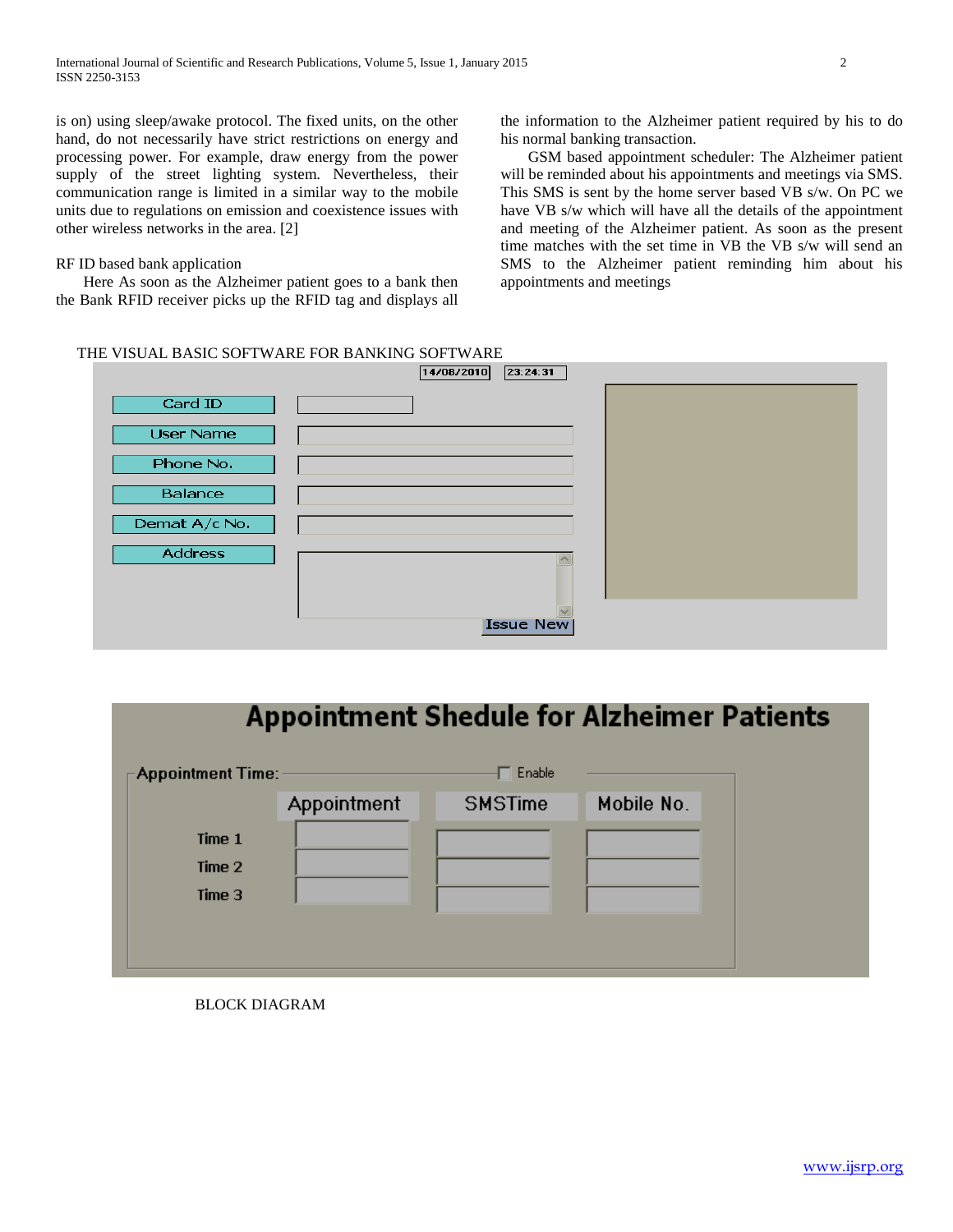is on) using sleep/awake protocol. The fixed units, on the other hand, do not necessarily have strict restrictions on energy and processing power. For example, draw energy from the power supply of the street lighting system. Nevertheless, their communication range is limited in a similar way to the mobile units due to regulations on emission and coexistence issues with other wireless networks in the area. [2]

RF ID based bank application

Here As soon as the Alzheimer patient goes to a bank then the Bank RFID receiver picks up the RFID tag and displays all the information to the Alzheimer patient required by his to do his normal banking transaction.

GSM based appointment scheduler: The Alzheimer patient will be reminded about his appointments and meetings via SMS. This SMS is sent by the home server based VB s/w. On PC we have VB s/w which will have all the details of the appointment and meeting of the Alzheimer patient. As soon as the present time matches with the set time in VB the VB s/w will send an SMS to the Alzheimer patient reminding him about his appointments and meetings

THE VISUAL BASIC SOFTWARE FOR BANKING SOFTWARE

BLOCK DIAGRAM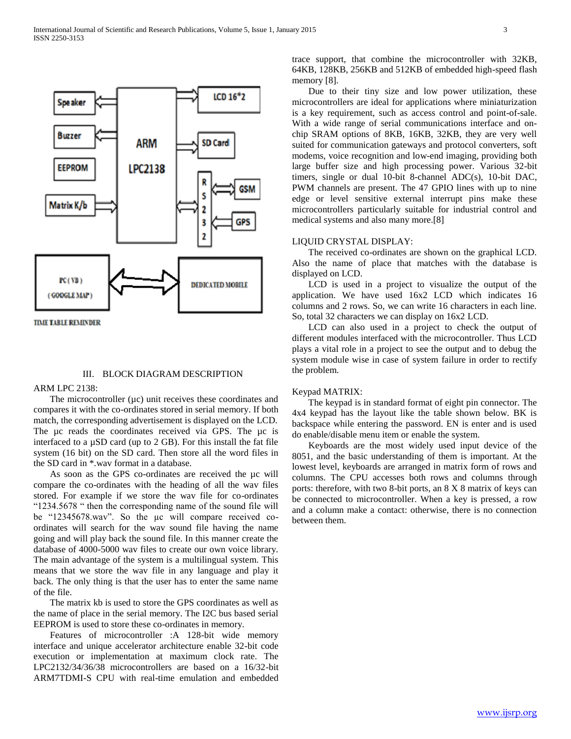Speaker

Buzzer

EEPROM

Matrix K/b

ARM LPC2138

LCD 16*2

SD Card

RS232

GSM

GPS

PC ( VB ) ( GOOGLE MAP )

DEDICATED MOBILE

TIME TABLE REMINDER

## III. BLOCK DIAGRAM DESCRIPTION

ARM LPC 2138:

The microcontroller (µc) unit receives these coordinates and compares it with the co-ordinates stored in serial memory. If both match, the corresponding advertisement is displayed on the LCD. The µc reads the coordinates received via GPS. The µc is interfaced to a µSD card (up to 2 GB). For this install the fat file system (16 bit) on the SD card. Then store all the word files in the SD card in *.wav format in a database.

As soon as the GPS co-ordinates are received the µc will compare the co-ordinates with the heading of all the wav files stored. For example if we store the wav file for co-ordinates "1234.5678 " then the corresponding name of the sound file will be "12345678.wav". So the µc will compare received co-ordinates will search for the wav sound file having the name going and will play back the sound file. In this manner create the database of 4000-5000 wav files to create our own voice library. The main advantage of the system is a multilingual system. This means that we store the wav file in any language and play it back. The only thing is that the user has to enter the same name of the file.

The matrix kb is used to store the GPS coordinates as well as the name of place in the serial memory. The I2C bus based serial EEPROM is used to store these co-ordinates in memory.

Features of microcontroller :A 128-bit wide memory interface and unique accelerator architecture enable 32-bit code execution or implementation at maximum clock rate. The LPC2132/34/36/38 microcontrollers are based on a 16/32-bit ARM7TDMI-S CPU with real-time emulation and embedded trace support, that combine the microcontroller with 32KB, 64KB, 128KB, 256KB and 512KB of embedded high-speed flash memory [8].

Due to their tiny size and low power utilization, these microcontrollers are ideal for applications where miniaturization is a key requirement, such as access control and point-of-sale. With a wide range of serial communications interface and on-chip SRAM options of 8KB, 16KB, 32KB, they are very well suited for communication gateways and protocol converters, soft modems, voice recognition and low-end imaging, providing both large buffer size and high processing power. Various 32-bit timers, single or dual 10-bit 8-channel ADC(s), 10-bit DAC, PWM channels are present. The 47 GPIO lines with up to nine edge or level sensitive external interrupt pins make these microcontrollers particularly suitable for industrial control and medical systems and also many more.[8]

LIQUID CRYSTAL DISPLAY:

The received co-ordinates are shown on the graphical LCD. Also the name of place that matches with the database is displayed on LCD.

LCD is used in a project to visualize the output of the application. We have used 16x2 LCD which indicates 16 columns and 2 rows. So, we can write 16 characters in each line. So, total 32 characters we can display on 16x2 LCD.

LCD can also used in a project to check the output of different modules interfaced with the microcontroller. Thus LCD plays a vital role in a project to see the output and to debug the system module wise in case of system failure in order to rectify the problem.

Keypad MATRIX:

The keypad is in standard format of eight pin connector. The 4x4 keypad has the layout like the table shown below. BK is backspace while entering the password. EN is enter and is used do enable/disable menu item or enable the system.

Keyboards are the most widely used input device of the 8051, and the basic understanding of them is important. At the lowest level, keyboards are arranged in matrix form of rows and columns. The CPU accesses both rows and columns through ports: therefore, with two 8-bit ports, an 8 X 8 matrix of keys can be connected to microcontroller. When a key is pressed, a row and a column make a contact: otherwise, there is no connection between them.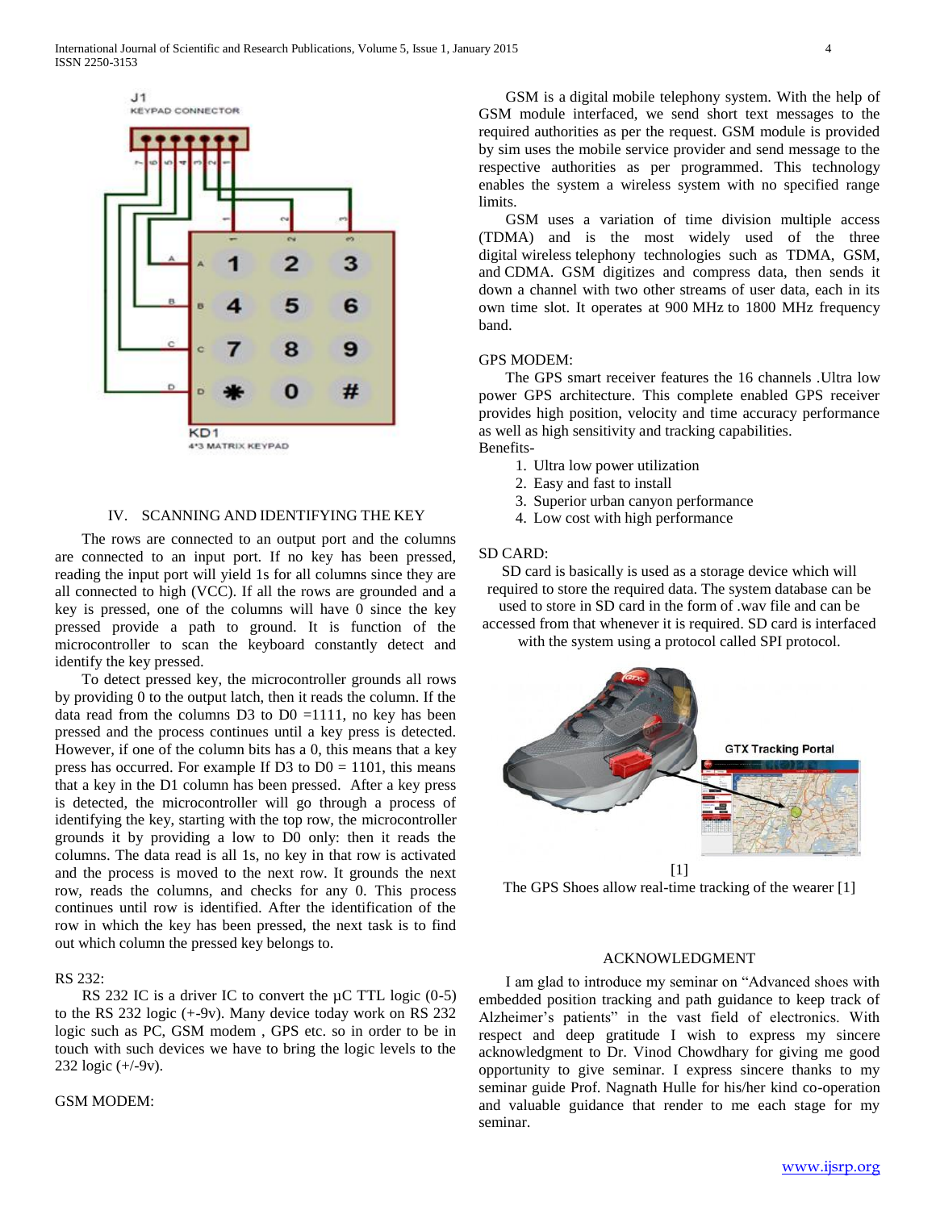## IV. SCANNING AND IDENTIFYING THE KEY

The rows are connected to an output port and the columns are connected to an input port. If no key has been pressed, reading the input port will yield 1s for all columns since they are all connected to high (VCC). If all the rows are grounded and a key is pressed, one of the columns will have 0 since the key pressed provide a path to ground. It is function of the microcontroller to scan the keyboard constantly detect and identify the key pressed.

To detect pressed key, the microcontroller grounds all rows by providing 0 to the output latch, then it reads the column. If the data read from the columns D3 to D0 =1111, no key has been pressed and the process continues until a key press is detected. However, if one of the column bits has a 0, this means that a key press has occurred. For example If D3 to D0 = 1101, this means that a key in the D1 column has been pressed. After a key press is detected, the microcontroller will go through a process of identifying the key, starting with the top row, the microcontroller grounds it by providing a low to D0 only: then it reads the columns. The data read is all 1s, no key in that row is activated and the process is moved to the next row. It grounds the next row, reads the columns, and checks for any 0. This process continues until row is identified. After the identification of the row in which the key has been pressed, the next task is to find out which column the pressed key belongs to.

RS 232:

RS 232 IC is a driver IC to convert the µC TTL logic (0-5) to the RS 232 logic (+-9v). Many device today work on RS 232 logic such as PC, GSM modem , GPS etc. so in order to be in touch with such devices we have to bring the logic levels to the 232 logic (+/-9v).

GSM MODEM:

GSM is a digital mobile telephony system. With the help of GSM module interfaced, we send short text messages to the required authorities as per the request. GSM module is provided by sim uses the mobile service provider and send message to the respective authorities as per programmed. This technology enables the system a wireless system with no specified range limits.

GSM uses a variation of time division multiple access (TDMA) and is the most widely used of the three digital wireless telephony technologies such as TDMA, GSM, and CDMA. GSM digitizes and compress data, then sends it down a channel with two other streams of user data, each in its own time slot. It operates at 900 MHz to 1800 MHz frequency band.

GPS MODEM:

The GPS smart receiver features the 16 channels .Ultra low power GPS architecture. This complete enabled GPS receiver provides high position, velocity and time accuracy performance as well as high sensitivity and tracking capabilities.

Benefits-

1. Ultra low power utilization
2. Easy and fast to install
3. Superior urban canyon performance
4. Low cost with high performance

SD CARD:

SD card is basically is used as a storage device which will required to store the required data. The system database can be used to store in SD card in the form of .wav file and can be accessed from that whenever it is required. SD card is interfaced with the system using a protocol called SPI protocol.

[1]

The GPS Shoes allow real-time tracking of the wearer [1]

## ACKNOWLEDGMENT

I am glad to introduce my seminar on "Advanced shoes with embedded position tracking and path guidance to keep track of Alzheimer's patients" in the vast field of electronics. With respect and deep gratitude I wish to express my sincere acknowledgment to Dr. Vinod Chowdhary for giving me good opportunity to give seminar. I express sincere thanks to my seminar guide Prof. Nagnath Hulle for his/her kind co-operation and valuable guidance that render to me each stage for my seminar.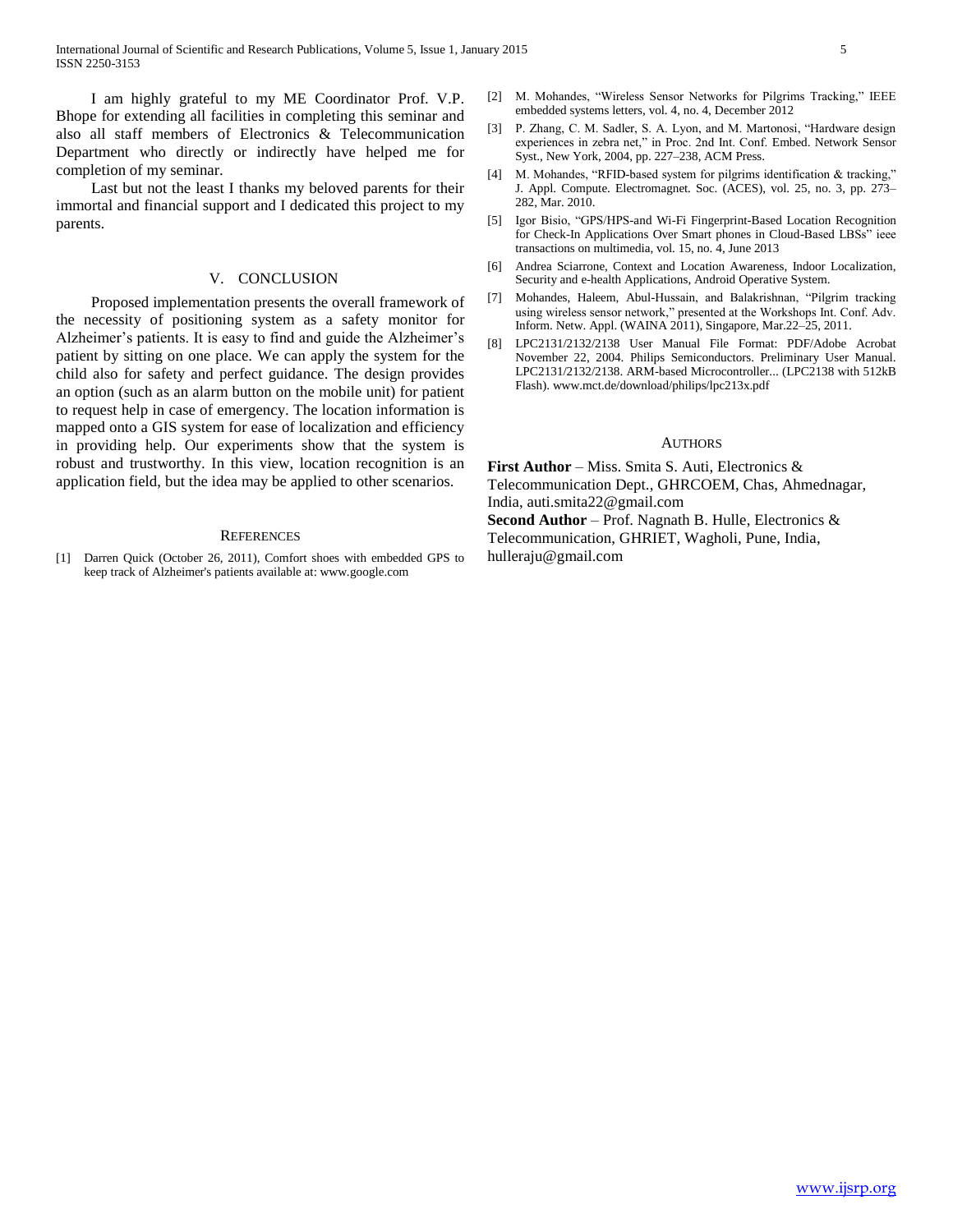I am highly grateful to my ME Coordinator Prof. V.P. Bhope for extending all facilities in completing this seminar and also all staff members of Electronics & Telecommunication Department who directly or indirectly have helped me for completion of my seminar.

Last but not the least I thanks my beloved parents for their immortal and financial support and I dedicated this project to my parents.

## V. CONCLUSION

Proposed implementation presents the overall framework of the necessity of positioning system as a safety monitor for Alzheimer's patients. It is easy to find and guide the Alzheimer's patient by sitting on one place. We can apply the system for the child also for safety and perfect guidance. The design provides an option (such as an alarm button on the mobile unit) for patient to request help in case of emergency. The location information is mapped onto a GIS system for ease of localization and efficiency in providing help. Our experiments show that the system is robust and trustworthy. In this view, location recognition is an application field, but the idea may be applied to other scenarios.

## REFERENCES

[1] Darren Quick (October 26, 2011), Comfort shoes with embedded GPS to keep track of Alzheimer's patients available at: www.google.com

[2] M. Mohandes, "Wireless Sensor Networks for Pilgrims Tracking," IEEE embedded systems letters, vol. 4, no. 4, December 2012

[3] P. Zhang, C. M. Sadler, S. A. Lyon, and M. Martonosi, "Hardware design experiences in zebra net," in Proc. 2nd Int. Conf. Embed. Network Sensor Syst., New York, 2004, pp. 227–238, ACM Press.

[4] M. Mohandes, "RFID-based system for pilgrims identification & tracking," J. Appl. Compute. Electromagnet. Soc. (ACES), vol. 25, no. 3, pp. 273–282, Mar. 2010.

[5] Igor Bisio, "GPS/HPS-and Wi-Fi Fingerprint-Based Location Recognition for Check-In Applications Over Smart phones in Cloud-Based LBSs" ieee transactions on multimedia, vol. 15, no. 4, June 2013

[6] Andrea Sciarrone, Context and Location Awareness, Indoor Localization, Security and e-health Applications, Android Operative System.

[7] Mohandes, Haleem, Abul-Hussain, and Balakrishnan, "Pilgrim tracking using wireless sensor network," presented at the Workshops Int. Conf. Adv. Inform. Netw. Appl. (WAINA 2011), Singapore, Mar.22–25, 2011.

[8] LPC2131/2132/2138 User Manual File Format: PDF/Adobe Acrobat November 22, 2004. Philips Semiconductors. Preliminary User Manual. LPC2131/2132/2138. ARM-based Microcontroller... (LPC2138 with 512kB Flash). www.mct.de/download/philips/lpc213x.pdf

## AUTHORS

**First Author** – Miss. Smita S. Auti, Electronics & Telecommunication Dept., GHRCOEM, Chas, Ahmednagar, India, auti.smita22@gmail.com

**Second Author** – Prof. Nagnath B. Hulle, Electronics & Telecommunication, GHRIET, Wagholi, Pune, India, hulleraju@gmail.com